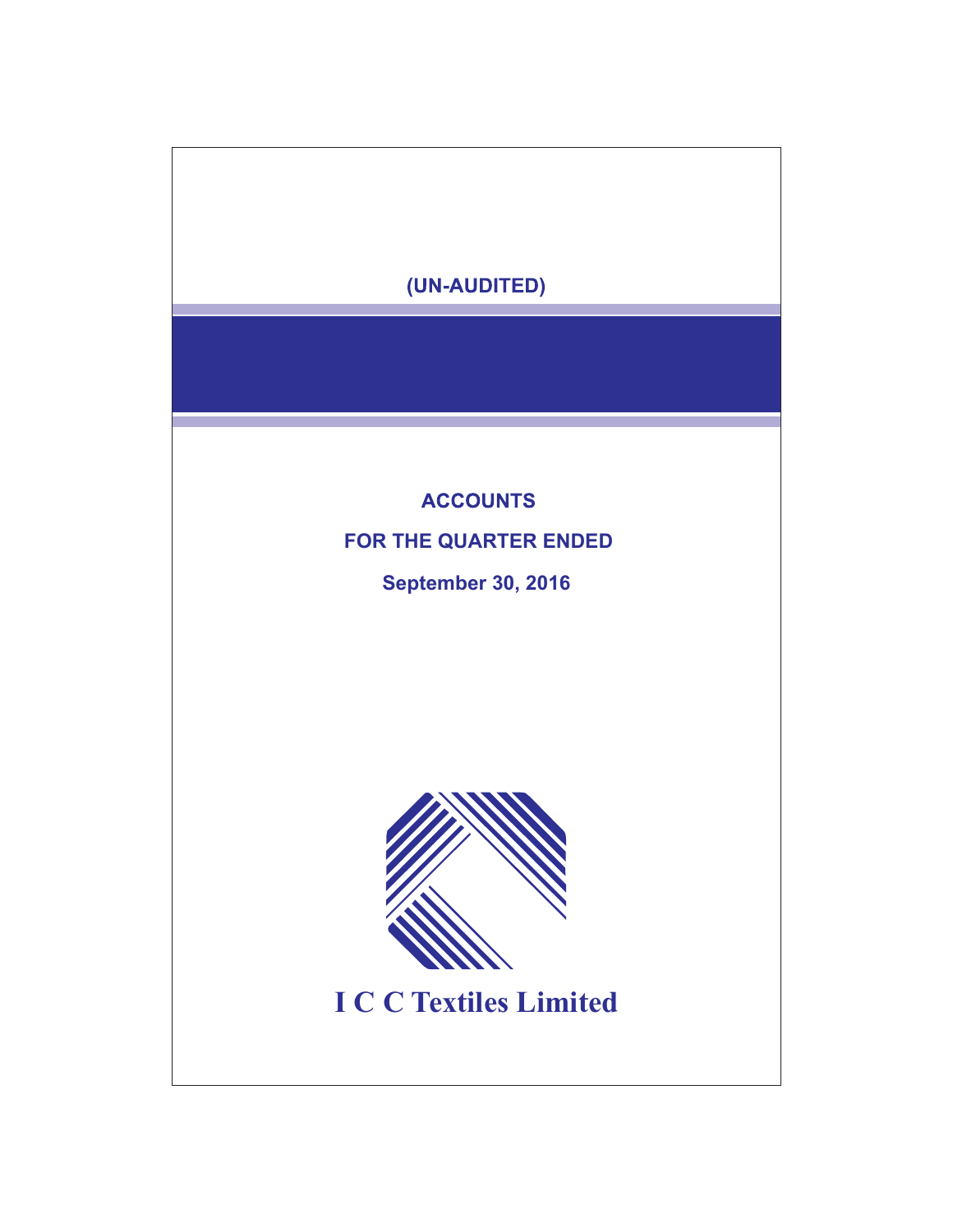**(UN-AUDITED)**

# ACCOUNTS

## FOR THE QUARTER ENDED

## September 30, 2016

# I C C Textiles Limited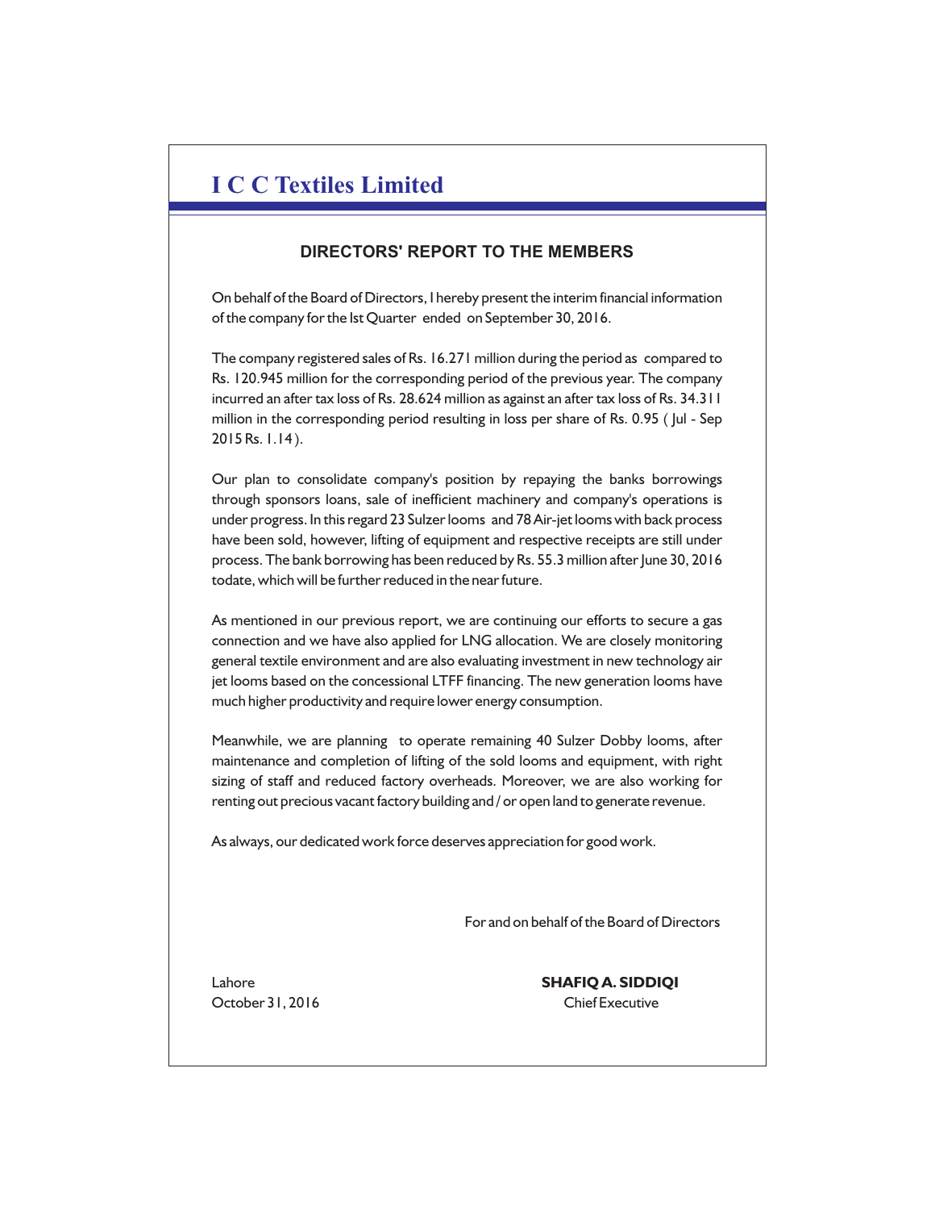# I C C Textiles Limited

## DIRECTORS' REPORT TO THE MEMBERS

On behalf of the Board of Directors, I hereby present the interim financial information of the company for the Ist Quarter ended on September 30, 2016.

The company registered sales of Rs. 16.271 million during the period as compared to Rs. 120.945 million for the corresponding period of the previous year. The company incurred an after tax loss of Rs. 28.624 million as against an after tax loss of Rs. 34.311 million in the corresponding period resulting in loss per share of Rs. 0.95 ( Jul - Sep 2015 Rs. 1.14 ).

Our plan to consolidate company's position by repaying the banks borrowings through sponsors loans, sale of inefficient machinery and company's operations is under progress. In this regard 23 Sulzer looms and 78 Air-jet looms with back process have been sold, however, lifting of equipment and respective receipts are still under process. The bank borrowing has been reduced by Rs. 55.3 million after June 30, 2016 todate, which will be further reduced in the near future.

As mentioned in our previous report, we are continuing our efforts to secure a gas connection and we have also applied for LNG allocation. We are closely monitoring general textile environment and are also evaluating investment in new technology air jet looms based on the concessional LTFF financing. The new generation looms have much higher productivity and require lower energy consumption.

Meanwhile, we are planning to operate remaining 40 Sulzer Dobby looms, after maintenance and completion of lifting of the sold looms and equipment, with right sizing of staff and reduced factory overheads. Moreover, we are also working for renting out precious vacant factory building and / or open land to generate revenue.

As always, our dedicated work force deserves appreciation for good work.

For and on behalf of the Board of Directors

Lahore
October 31, 2016

**SHAFIQ A. SIDDIQI**
Chief Executive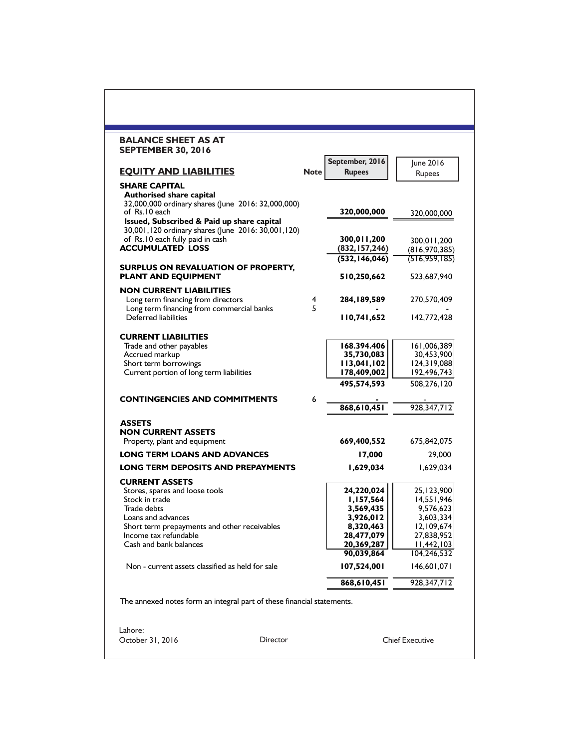## BALANCE SHEET AS AT SEPTEMBER 30, 2016

| EQUITY AND LIABILITIES | Note | September, 2016 Rupees | June 2016 Rupees |
|---|---|---|---|
| **SHARE CAPITAL** | | | |
| **Authorised share capital** | | | |
| 32,000,000 ordinary shares (June 2016: 32,000,000) of Rs.10 each | | **320,000,000** | 320,000,000 |
| **Issued, Subscribed & Paid up share capital** | | | |
| 30,001,120 ordinary shares (June 2016: 30,001,120) of Rs.10 each fully paid in cash | | **300,011,200** | 300,011,200 |
| **ACCUMULATED LOSS** | | **(832,157,246)** | (816,970,385) |
| | | **(532,146,046)** | (516,959,185) |
| **SURPLUS ON REVALUATION OF PROPERTY, PLANT AND EQUIPMENT** | | **510,250,662** | 523,687,940 |
| **NON CURRENT LIABILITIES** | | | |
| Long term financing from directors | 4 | **284,189,589** | 270,570,409 |
| Long term financing from commercial banks | 5 | **-** | - |
| Deferred liabilities | | **110,741,652** | 142,772,428 |
| **CURRENT LIABILITIES** | | | |
| Trade and other payables | | **168.394.406** | 161,006,389 |
| Accrued markup | | **35,730,083** | 30,453,900 |
| Short term borrowings | | **113,041,102** | 124,319,088 |
| Current portion of long term liabilities | | **178,409,002** | 192,496,743 |
| | | **495,574,593** | 508,276,120 |
| **CONTINGENCIES AND COMMITMENTS** | 6 | **-** | - |
| | | **868,610,451** | 928,347,712 |
| **ASSETS** | | | |
| **NON CURRENT ASSETS** | | | |
| Property, plant and equipment | | **669,400,552** | 675,842,075 |
| **LONG TERM LOANS AND ADVANCES** | | **17,000** | 29,000 |
| **LONG TERM DEPOSITS AND PREPAYMENTS** | | **1,629,034** | 1,629,034 |
| **CURRENT ASSETS** | | | |
| Stores, spares and loose tools | | **24,220,024** | 25,123,900 |
| Stock in trade | | **1,157,564** | 14,551,946 |
| Trade debts | | **3,569,435** | 9,576,623 |
| Loans and advances | | **3,926,012** | 3,603,334 |
| Short term prepayments and other receivables | | **8,320,463** | 12,109,674 |
| Income tax refundable | | **28,477,079** | 27,838,952 |
| Cash and bank balances | | **20,369,287** | 11,442,103 |
| | | **90,039,864** | 104,246,532 |
| Non - current assets classified as held for sale | | **107,524,001** | 146,601,071 |
| | | **868,610,451** | 928,347,712 |

The annexed notes form an integral part of these financial statements.

Lahore:
October 31, 2016

Director

Chief Executive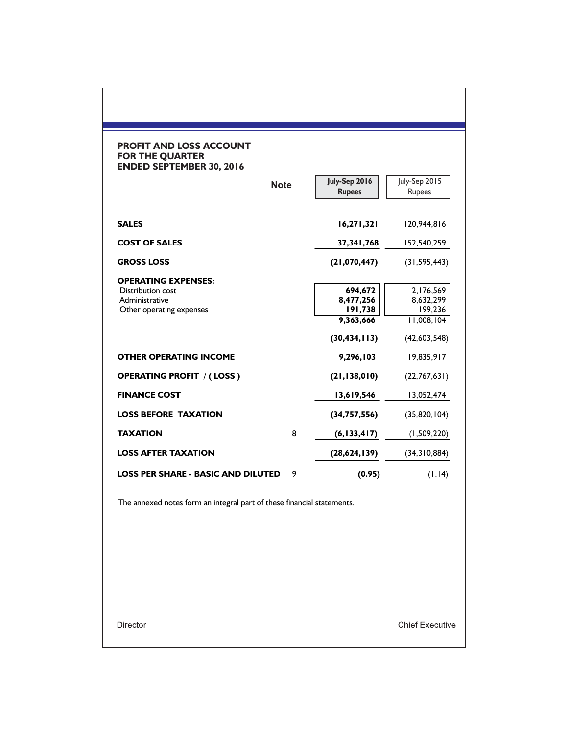## PROFIT AND LOSS ACCOUNT FOR THE QUARTER ENDED SEPTEMBER 30, 2016

| | Note | July-Sep 2016 Rupees | July-Sep 2015 Rupees |
|---|---|---|---|
| **SALES** | | **16,271,321** | 120,944,816 |
| **COST OF SALES** | | **37,341,768** | 152,540,259 |
| **GROSS LOSS** | | **(21,070,447)** | (31,595,443) |
| **OPERATING EXPENSES:** | | | |
| Distribution cost | | **694,672** | 2,176,569 |
| Administrative | | **8,477,256** | 8,632,299 |
| Other operating expenses | | **191,738** | 199,236 |
| | | **9,363,666** | 11,008,104 |
| | | **(30,434,113)** | (42,603,548) |
| **OTHER OPERATING INCOME** | | **9,296,103** | 19,835,917 |
| **OPERATING PROFIT / ( LOSS )** | | **(21,138,010)** | (22,767,631) |
| **FINANCE COST** | | **13,619,546** | 13,052,474 |
| **LOSS BEFORE TAXATION** | | **(34,757,556)** | (35,820,104) |
| **TAXATION** | 8 | **(6,133,417)** | (1,509,220) |
| **LOSS AFTER TAXATION** | | **(28,624,139)** | (34,310,884) |
| **LOSS PER SHARE - BASIC AND DILUTED** | 9 | **(0.95)** | (1.14) |

The annexed notes form an integral part of these financial statements.

Director

Chief Executive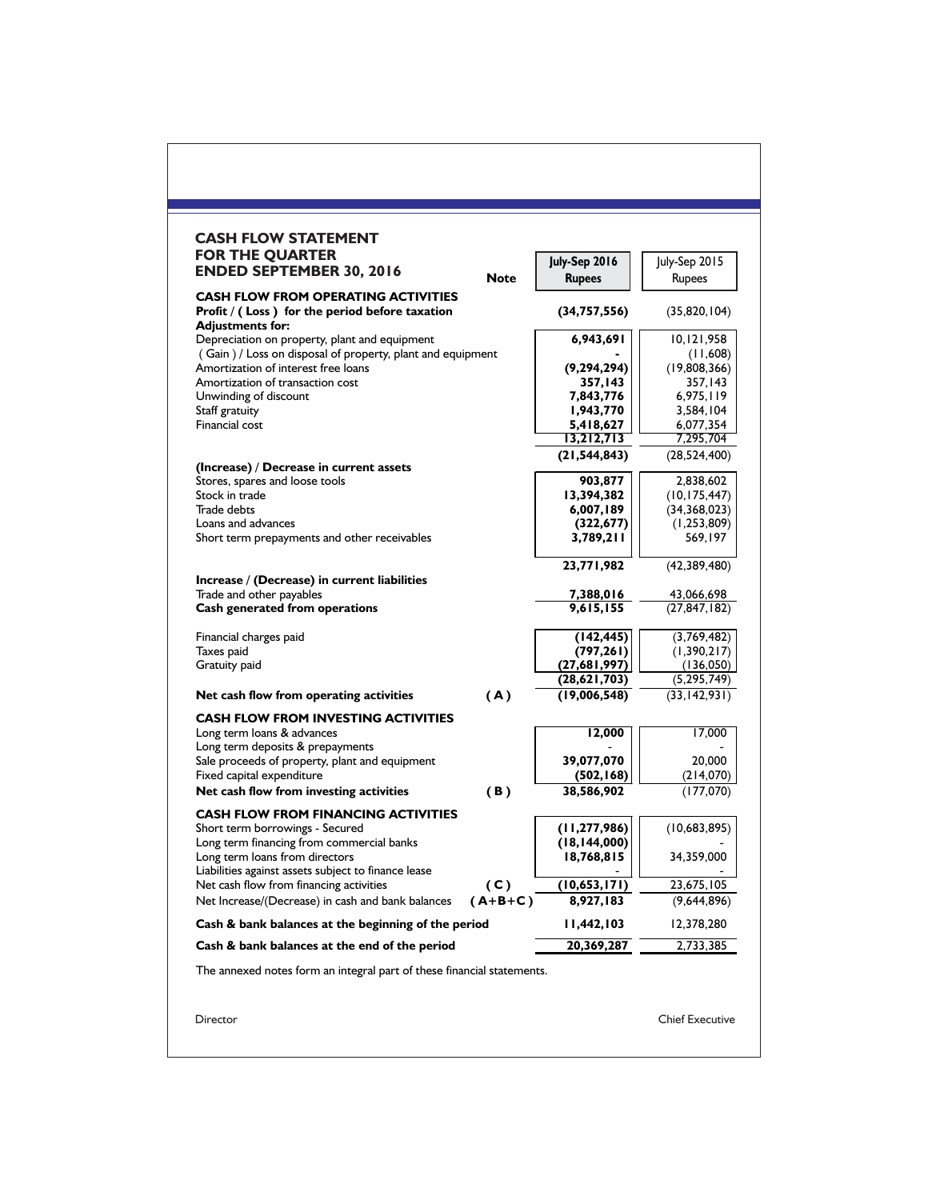## CASH FLOW STATEMENT FOR THE QUARTER ENDED SEPTEMBER 30, 2016

| | Note | July-Sep 2016 Rupees | July-Sep 2015 Rupees |
|---|---|---|---|
| **CASH FLOW FROM OPERATING ACTIVITIES** | | | |
| **Profit / ( Loss ) for the period before taxation** | | **(34,757,556)** | (35,820,104) |
| **Adjustments for:** | | | |
| Depreciation on property, plant and equipment | | **6,943,691** | 10,121,958 |
| ( Gain ) / Loss on disposal of property, plant and equipment | | **-** | (11,608) |
| Amortization of interest free loans | | **(9,294,294)** | (19,808,366) |
| Amortization of transaction cost | | **357,143** | 357,143 |
| Unwinding of discount | | **7,843,776** | 6,975,119 |
| Staff gratuity | | **1,943,770** | 3,584,104 |
| Financial cost | | **5,418,627** | 6,077,354 |
| | | **13,212,713** | 7,295,704 |
| | | **(21,544,843)** | (28,524,400) |
| **(Increase) / Decrease in current assets** | | | |
| Stores, spares and loose tools | | **903,877** | 2,838,602 |
| Stock in trade | | **13,394,382** | (10,175,447) |
| Trade debts | | **6,007,189** | (34,368,023) |
| Loans and advances | | **(322,677)** | (1,253,809) |
| Short term prepayments and other receivables | | **3,789,211** | 569,197 |
| | | **23,771,982** | (42,389,480) |
| **Increase / (Decrease) in current liabilities** | | | |
| Trade and other payables | | **7,388,016** | 43,066,698 |
| **Cash generated from operations** | | **9,615,155** | (27,847,182) |
| Financial charges paid | | **(142,445)** | (3,769,482) |
| Taxes paid | | **(797,261)** | (1,390,217) |
| Gratuity paid | | **(27,681,997)** | (136,050) |
| | | **(28,621,703)** | (5,295,749) |
| **Net cash flow from operating activities** | **( A )** | **(19,006,548)** | (33,142,931) |
| **CASH FLOW FROM INVESTING ACTIVITIES** | | | |
| Long term loans & advances | | **12,000** | 17,000 |
| Long term deposits & prepayments | | - | - |
| Sale proceeds of property, plant and equipment | | **39,077,070** | 20,000 |
| Fixed capital expenditure | | **(502,168)** | (214,070) |
| **Net cash flow from investing activities** | **( B )** | **38,586,902** | (177,070) |
| **CASH FLOW FROM FINANCING ACTIVITIES** | | | |
| Short term borrowings - Secured | | **(11,277,986)** | (10,683,895) |
| Long term financing from commercial banks | | **(18,144,000)** | - |
| Long term loans from directors | | **18,768,815** | 34,359,000 |
| Liabilities against assets subject to finance lease | | - | - |
| Net cash flow from financing activities | **( C )** | **(10,653,171)** | 23,675,105 |
| Net Increase/(Decrease) in cash and bank balances | **( A+B+C )** | **8,927,183** | (9,644,896) |
| **Cash & bank balances at the beginning of the period** | | **11,442,103** | 12,378,280 |
| **Cash & bank balances at the end of the period** | | **20,369,287** | 2,733,385 |

The annexed notes form an integral part of these financial statements.

Director　　　　　　　　　　　　　　　　　　　　Chief Executive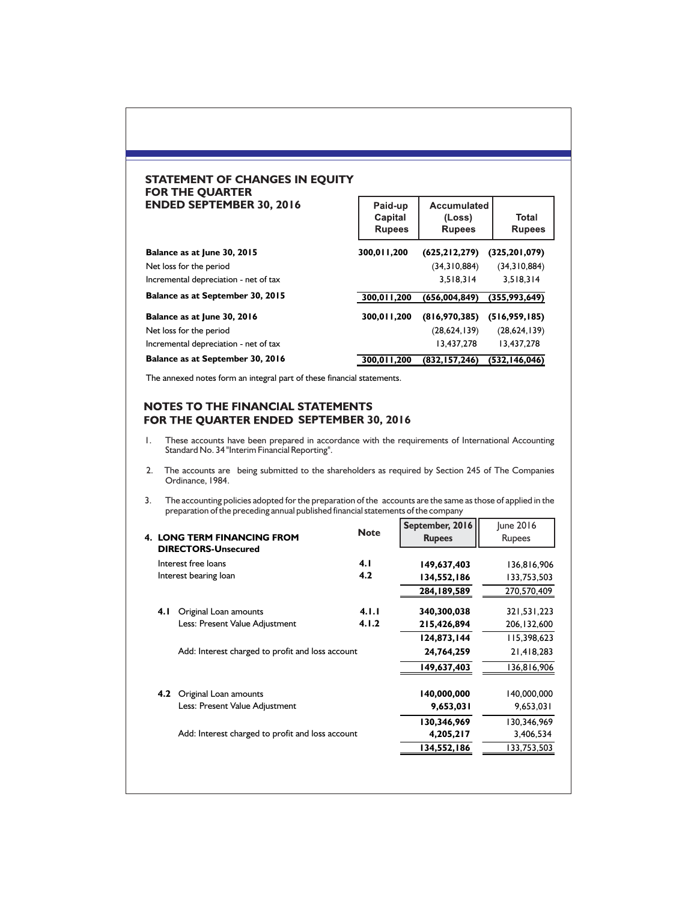## STATEMENT OF CHANGES IN EQUITY FOR THE QUARTER ENDED SEPTEMBER 30, 2016

| | Paid-up Capital Rupees | Accumulated (Loss) Rupees | Total Rupees |
|---|---|---|---|
| **Balance as at June 30, 2015** | **300,011,200** | **(625,212,279)** | **(325,201,079)** |
| Net loss for the period | | (34,310,884) | (34,310,884) |
| Incremental depreciation - net of tax | | 3,518,314 | 3,518,314 |
| **Balance as at September 30, 2015** | **300,011,200** | **(656,004,849)** | **(355,993,649)** |
| **Balance as at June 30, 2016** | **300,011,200** | **(816,970,385)** | **(516,959,185)** |
| Net loss for the period | | (28,624,139) | (28,624,139) |
| Incremental depreciation - net of tax | | 13,437,278 | 13,437,278 |
| **Balance as at September 30, 2016** | **300,011,200** | **(832,157,246)** | **(532,146,046)** |

The annexed notes form an integral part of these financial statements.

## NOTES TO THE FINANCIAL STATEMENTS FOR THE QUARTER ENDED SEPTEMBER 30, 2016

1. These accounts have been prepared in accordance with the requirements of International Accounting Standard No. 34 "Interim Financial Reporting".

2. The accounts are being submitted to the shareholders as required by Section 245 of The Companies Ordinance, 1984.

3. The accounting policies adopted for the preparation of the accounts are the same as those of applied in the preparation of the preceding annual published financial statements of the company

| **4. LONG TERM FINANCING FROM DIRECTORS-Unsecured** | **Note** | **September, 2016 Rupees** | June 2016 Rupees |
|---|---|---|---|
| Interest free loans | **4.1** | **149,637,403** | 136,816,906 |
| Interest bearing loan | **4.2** | **134,552,186** | 133,753,503 |
| | | **284,189,589** | 270,570,409 |
| **4.1** Original Loan amounts | **4.1.1** | **340,300,038** | 321,531,223 |
| Less: Present Value Adjustment | **4.1.2** | **215,426,894** | 206,132,600 |
| | | **124,873,144** | 115,398,623 |
| Add: Interest charged to profit and loss account | | **24,764,259** | 21,418,283 |
| | | **149,637,403** | 136,816,906 |
| **4.2** Original Loan amounts | | **140,000,000** | 140,000,000 |
| Less: Present Value Adjustment | | **9,653,031** | 9,653,031 |
| | | **130,346,969** | 130,346,969 |
| Add: Interest charged to profit and loss account | | **4,205,217** | 3,406,534 |
| | | **134,552,186** | 133,753,503 |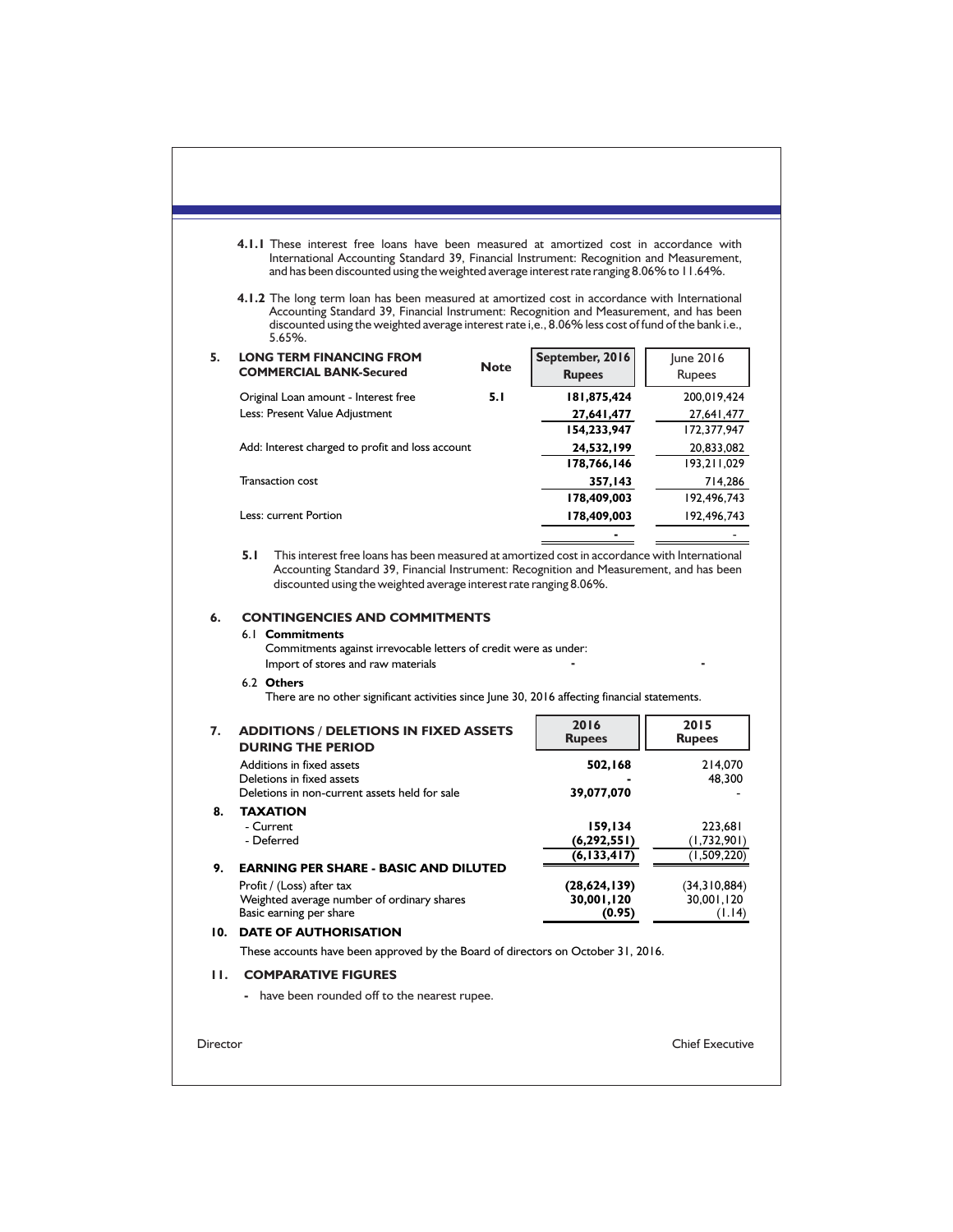**4.1.1** These interest free loans have been measured at amortized cost in accordance with International Accounting Standard 39, Financial Instrument: Recognition and Measurement, and has been discounted using the weighted average interest rate ranging 8.06% to 11.64%.

**4.1.2** The long term loan has been measured at amortized cost in accordance with International Accounting Standard 39, Financial Instrument: Recognition and Measurement, and has been discounted using the weighted average interest rate i,e., 8.06% less cost of fund of the bank i.e., 5.65%.

## 5. LONG TERM FINANCING FROM COMMERCIAL BANK-Secured

| | Note | September, 2016 Rupees | June 2016 Rupees |
|---|---|---|---|
| Original Loan amount - Interest free | 5.1 | **181,875,424** | 200,019,424 |
| Less: Present Value Adjustment | | **27,641,477** | 27,641,477 |
| | | **154,233,947** | 172,377,947 |
| Add: Interest charged to profit and loss account | | **24,532,199** | 20,833,082 |
| | | **178,766,146** | 193,211,029 |
| Transaction cost | | **357,143** | 714,286 |
| | | **178,409,003** | 192,496,743 |
| Less: current Portion | | **178,409,003** | 192,496,743 |
| | | **-** | - |

**5.1** This interest free loans has been measured at amortized cost in accordance with International Accounting Standard 39, Financial Instrument: Recognition and Measurement, and has been discounted using the weighted average interest rate ranging 8.06%.

## 6. CONTINGENCIES AND COMMITMENTS

6.1 **Commitments**

Commitments against irrevocable letters of credit were as under:

| | | |
|---|---|---|
| Import of stores and raw materials | **-** | **-** |

6.2 **Others**

There are no other significant activities since June 30, 2016 affecting financial statements.

| | 2016 Rupees | 2015 Rupees |
|---|---|---|
| **7. ADDITIONS / DELETIONS IN FIXED ASSETS DURING THE PERIOD** | | |
| Additions in fixed assets | **502,168** | 214,070 |
| Deletions in fixed assets | **-** | 48,300 |
| Deletions in non-current assets held for sale | **39,077,070** | - |
| **8. TAXATION** | | |
| - Current | **159,134** | 223,681 |
| - Deferred | **(6,292,551)** | (1,732,901) |
| | **(6,133,417)** | (1,509,220) |
| **9. EARNING PER SHARE - BASIC AND DILUTED** | | |
| Profit / (Loss) after tax | **(28,624,139)** | (34,310,884) |
| Weighted average number of ordinary shares | **30,001,120** | 30,001,120 |
| Basic earning per share | **(0.95)** | (1.14) |

## 10. DATE OF AUTHORISATION

These accounts have been approved by the Board of directors on October 31, 2016.

## 11. COMPARATIVE FIGURES

- have been rounded off to the nearest rupee.

Director

Chief Executive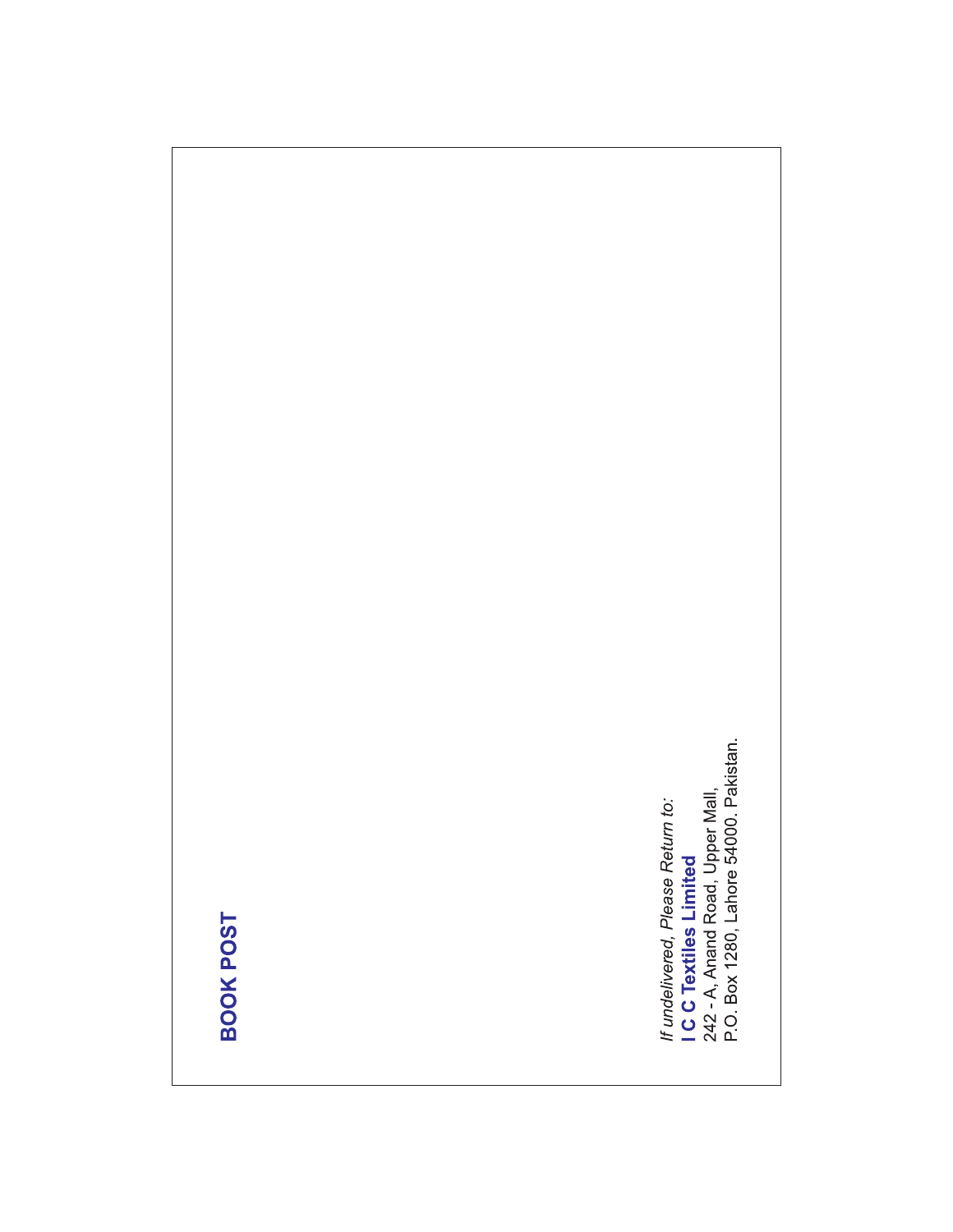**BOOK POST**

*If undelivered, Please Return to:*

**I C C Textiles Limited**

242 - A, Anand Road, Upper Mall,

P.O. Box 1280, Lahore 54000. Pakistan.